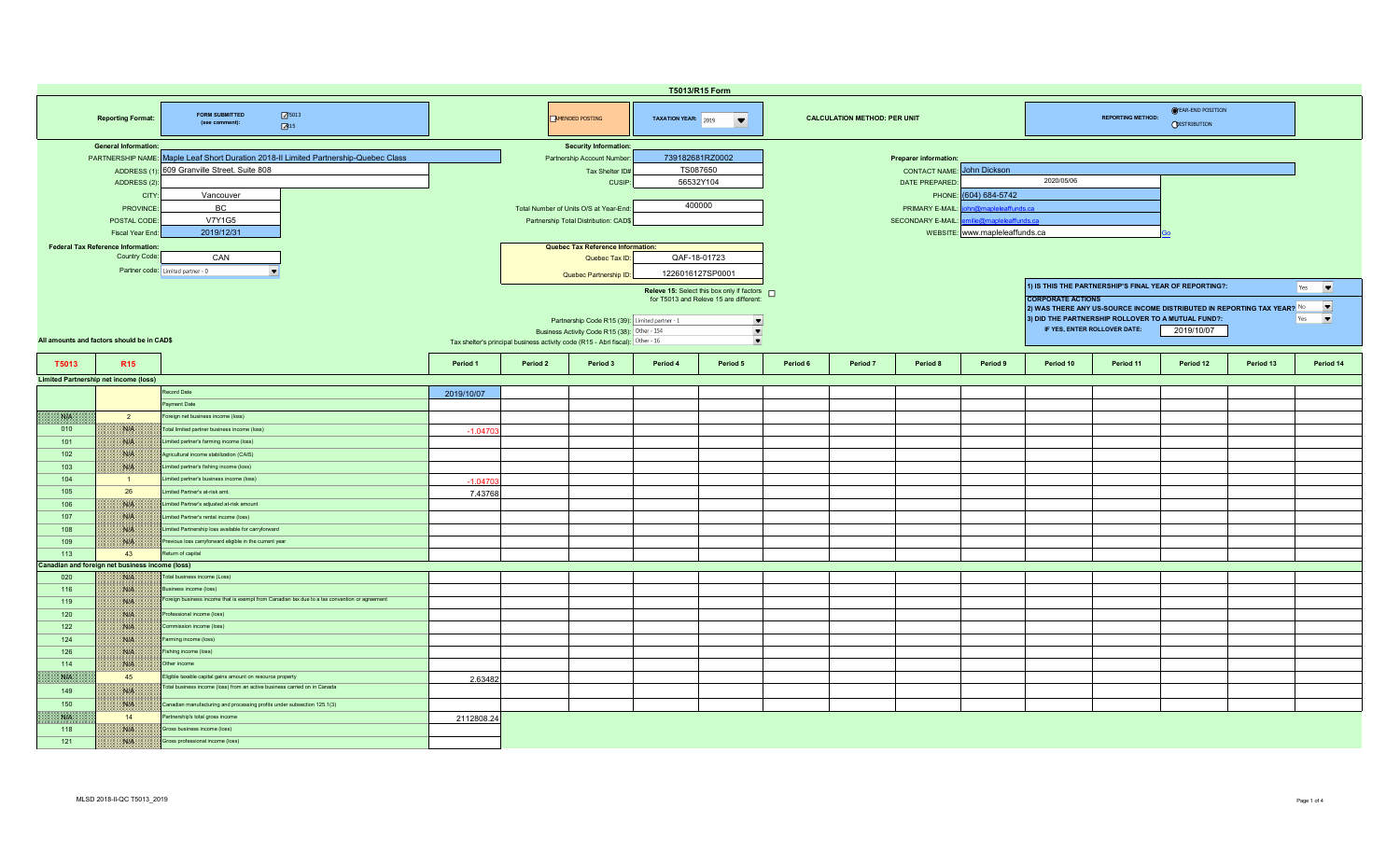# T5013/R15 Form

**Reporting Format:** FORM SUBMITTED (see comment): ☑ T5013 ☑ R15

☐ AMENDED POSTING

**TAXATION YEAR:** 2019

**CALCULATION METHOD: PER UNIT**

**REPORTING METHOD:** ◉ YEAR-END POSITION ○ DISTRIBUTION

## General Information:

- PARTNERSHIP NAME: Maple Leaf Short Duration 2018-II Limited Partnership-Quebec Class
- ADDRESS (1): 609 Granville Street, Suite 808
- ADDRESS (2):
- CITY: Vancouver
- PROVINCE: BC
- POSTAL CODE: V7Y1G5
- Fiscal Year End: 2019/12/31

## Security Information:

- Partnership Account Number: 739182681RZ0002
- Tax Shelter ID#: TS087650
- CUSIP: 56532Y104
- Total Number of Units O/S at Year-End: 400000
- Partnership Total Distribution: CAD$

## Preparer information:

- CONTACT NAME: John Dickson
- DATE PREPARED: 2020/05/06
- PHONE: (604) 684-5742
- PRIMARY E-MAIL: john@mapleleaffunds.ca
- SECONDARY E-MAIL: emilie@mapleleaffunds.ca
- WEBSITE: www.mapleleaffunds.ca Go

## Federal Tax Reference Information:

- Country Code: CAN
- Partner code: Limited partner - 0

## Quebec Tax Reference Information:

- Quebec Tax ID: QAF-18-01723
- Quebec Partnership ID: 1226016127SP0001

Releve 15: Select this box only if factors for T5013 and Releve 15 are different: ☐

- Partnership Code R15 (39): Limited partner - 1
- Business Activity Code R15 (38): Other - 154
- Tax shelter's principal business activity code (R15 - Abri fiscal): Other - 16

1) IS THIS THE PARTNERSHIP'S FINAL YEAR OF REPORTING?: Yes

**CORPORATE ACTIONS**

2) WAS THERE ANY US-SOURCE INCOME DISTRIBUTED IN REPORTING TAX YEAR?: No

3) DID THE PARTNERSHIP ROLLOVER TO A MUTUAL FUND?: Yes

IF YES, ENTER ROLLOVER DATE: 2019/10/07

All amounts and factors should be in CAD$

| T5013 | R15 | | Period 1 | Period 2 | Period 3 | Period 4 | Period 5 | Period 6 | Period 7 | Period 8 | Period 9 | Period 10 | Period 11 | Period 12 | Period 13 | Period 14 |
|---|---|---|---|---|---|---|---|---|---|---|---|---|---|---|---|---|
| **Limited Partnership net income (loss)** | | | | | | | | | | | | | | | | |
| | | Record Date | 2019/10/07 | | | | | | | | | | | | | |
| | | Payment Date | | | | | | | | | | | | | | |
| N/A | 2 | Foreign net business income (loss) | | | | | | | | | | | | | | |
| 010 | N/A | Total limited partner business income (loss) | -1.04703 | | | | | | | | | | | | | |
| 101 | N/A | Limited partner's farming income (loss) | | | | | | | | | | | | | | |
| 102 | N/A | Agricultural income stabilization (CAIS) | | | | | | | | | | | | | | |
| 103 | N/A | Limited partner's fishing income (loss) | | | | | | | | | | | | | | |
| 104 | 1 | Limited partner's business income (loss) | -1.04703 | | | | | | | | | | | | | |
| 105 | 26 | Limited Partner's at-risk amt. | 7.43768 | | | | | | | | | | | | | |
| 106 | N/A | Limited Partner's adjusted at-risk amount | | | | | | | | | | | | | | |
| 107 | N/A | Limited Partner's rental income (loss) | | | | | | | | | | | | | | |
| 108 | N/A | Limited Partnership loss available for carryforward | | | | | | | | | | | | | | |
| 109 | N/A | Previous loss carryforward eligible in the current year | | | | | | | | | | | | | | |
| 113 | 43 | Return of capital | | | | | | | | | | | | | | |
| **Canadian and foreign net business income (loss)** | | | | | | | | | | | | | | | | |
| 020 | N/A | Total business income (Loss) | | | | | | | | | | | | | | |
| 116 | N/A | Business income (loss) | | | | | | | | | | | | | | |
| 119 | N/A | Foreign business income that is exempt from Canadian tax due to a tax convention or agreement | | | | | | | | | | | | | | |
| 120 | N/A | Professional income (loss) | | | | | | | | | | | | | | |
| 122 | N/A | Commission income (loss) | | | | | | | | | | | | | | |
| 124 | N/A | Farming income (loss) | | | | | | | | | | | | | | |
| 126 | N/A | Fishing income (loss) | | | | | | | | | | | | | | |
| 114 | N/A | Other income | | | | | | | | | | | | | | |
| N/A | 45 | Eligible taxable capital gains amount on resource property | 2.63482 | | | | | | | | | | | | | |
| 149 | N/A | Total business income (loss) from an active business carried on in Canada | | | | | | | | | | | | | | |
| 150 | N/A | Canadian manufacturing and processing profits under subsection 125.1(3) | | | | | | | | | | | | | | |
| N/A | 14 | Partnership's total gross income | 2112808.24 | | | | | | | | | | | | | |
| 118 | N/A | Gross business income (loss) | | | | | | | | | | | | | | |
| 121 | N/A | Gross professional income (loss) | | | | | | | | | | | | | | |

MLSD 2018-II-QC T5013_2019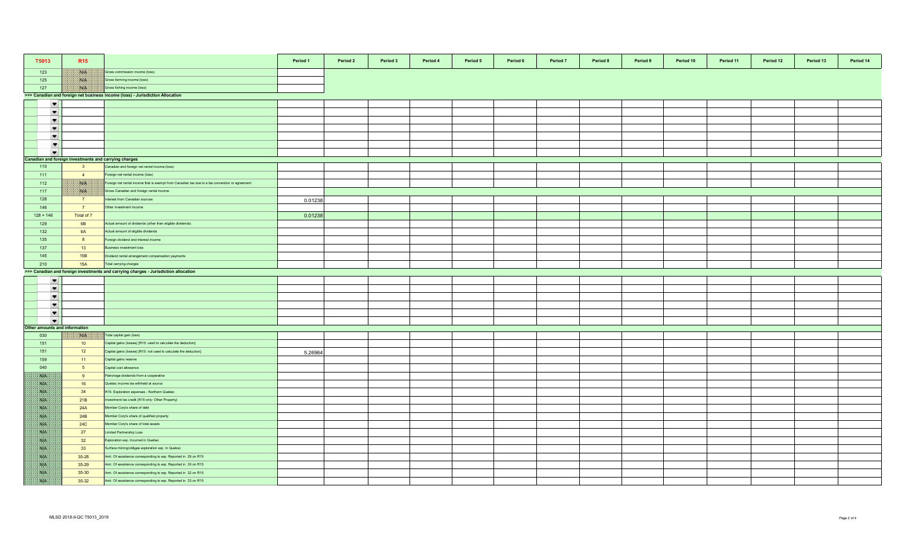| T5013 | R15 | | Period 1 | Period 2 | Period 3 | Period 4 | Period 5 | Period 6 | Period 7 | Period 8 | Period 9 | Period 10 | Period 11 | Period 12 | Period 13 | Period 14 |
|---|---|---|---|---|---|---|---|---|---|---|---|---|---|---|---|---|
| 123 | N/A | Gross commission income (loss) | | | | | | | | | | | | | | |
| 125 | N/A | Gross farming income (loss) | | | | | | | | | | | | | | |
| 127 | N/A | Gross fishing income (loss) | | | | | | | | | | | | | | |
| >>> Canadian and foreign net business income (loss) - Jurisdiction Allocation | | | | | | | | | | | | | | | | |
| | | | | | | | | | | | | | | | | |
| | | | | | | | | | | | | | | | | |
| | | | | | | | | | | | | | | | | |
| | | | | | | | | | | | | | | | | |
| | | | | | | | | | | | | | | | | |
| | | | | | | | | | | | | | | | | |
| | | | | | | | | | | | | | | | | |
| Canadian and foreign investments and carrying charges | | | | | | | | | | | | | | | | |
| 110 | 3 | Canadian and foreign net rental income (loss) | | | | | | | | | | | | | | |
| 111 | 4 | Foreign net rental income (loss) | | | | | | | | | | | | | | |
| 112 | N/A | Foreign net rental income that is exempt from Canadian tax due to a tax convention or agreement | | | | | | | | | | | | | | |
| 117 | N/A | Gross Canadian and foreign rental income | | | | | | | | | | | | | | |
| 128 | 7 | Interest from Canadian sources | 0.01238 | | | | | | | | | | | | | |
| 146 | 7 | Other investment income | | | | | | | | | | | | | | |
| 128 + 146 | Total of 7 | | 0.01238 | | | | | | | | | | | | | |
| 129 | 6B | Actual amount of dividends (other than eligible dividends) | | | | | | | | | | | | | | |
| 132 | 6A | Actual amount of eligible dividends | | | | | | | | | | | | | | |
| 135 | 8 | Foreign dividend and interest income | | | | | | | | | | | | | | |
| 137 | 13 | Business investment loss | | | | | | | | | | | | | | |
| 145 | 15B | Dividend rental arrangement compensation payments | | | | | | | | | | | | | | |
| 210 | 15A | Total carrying charges | | | | | | | | | | | | | | |
| >>> Canadian and foreign investments and carrying charges - Jurisdiction allocation | | | | | | | | | | | | | | | | |
| | | | | | | | | | | | | | | | | |
| | | | | | | | | | | | | | | | | |
| | | | | | | | | | | | | | | | | |
| | | | | | | | | | | | | | | | | |
| | | | | | | | | | | | | | | | | |
| | | | | | | | | | | | | | | | | |
| Other amounts and information | | | | | | | | | | | | | | | | |
| 030 | N/A | Total capital gain (loss) | | | | | | | | | | | | | | |
| 151 | 10 | Capital gains (losses) [R15: used to calculate the deduction] | | | | | | | | | | | | | | |
| 151 | 12 | Capital gains (losses) [R15: not used to calculate the deduction] | 5.26964 | | | | | | | | | | | | | |
| 159 | 11 | Capital gains reserve | | | | | | | | | | | | | | |
| 040 | 5 | Capital cost allowance | | | | | | | | | | | | | | |
| N/A | 9 | Patronage dividends from a cooperative | | | | | | | | | | | | | | |
| N/A | 16 | Quebec income tax withheld at source | | | | | | | | | | | | | | |
| N/A | 34 | R15: Exploration expenses - Northern Quebec | | | | | | | | | | | | | | |
| N/A | 21B | Investment tax credit (R15 only: Other Property) | | | | | | | | | | | | | | |
| N/A | 24A | Member Corp's share of debt | | | | | | | | | | | | | | |
| N/A | 24B | Member Corp's share of qualified property | | | | | | | | | | | | | | |
| N/A | 24C | Member Corp's share of total assets | | | | | | | | | | | | | | |
| N/A | 27 | Limited Partnership Loss | | | | | | | | | | | | | | |
| N/A | 32 | Exploration exp. Incurred in Quebec | | | | | | | | | | | | | | |
| N/A | 33 | Surface mining/oil&gas exploration exp. in Quebec | | | | | | | | | | | | | | |
| N/A | 35-28 | Amt. Of assistance corresponding to exp. Reported in 28 on R15 | | | | | | | | | | | | | | |
| N/A | 35-29 | Amt. Of assistance corresponding to exp. Reported in 30 on R15 | | | | | | | | | | | | | | |
| N/A | 35-30 | Amt. Of assistance corresponding to exp. Reported in 32 on R15 | | | | | | | | | | | | | | |
| N/A | 35-32 | Amt. Of assistance corresponding to exp. Reported in 33 on R15 | | | | | | | | | | | | | | |

MLSD 2018-II-QC T5013_2019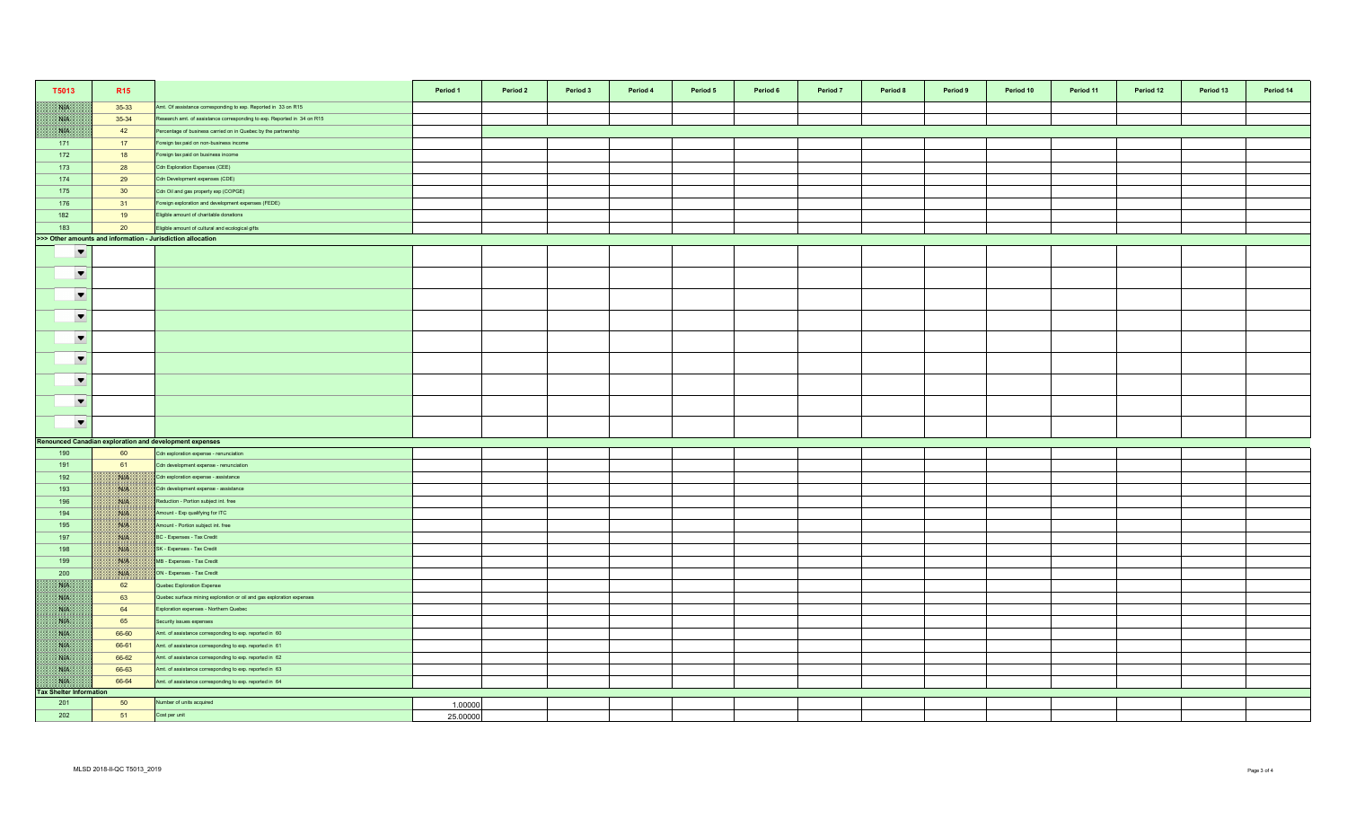| T5013 | R15 | | Period 1 | Period 2 | Period 3 | Period 4 | Period 5 | Period 6 | Period 7 | Period 8 | Period 9 | Period 10 | Period 11 | Period 12 | Period 13 | Period 14 |
|---|---|---|---|---|---|---|---|---|---|---|---|---|---|---|---|---|
| N/A | 35-33 | Amt. Of assistance corresponding to exp. Reported in 33 on R15 | | | | | | | | | | | | | | |
| N/A | 35-34 | Research amt. of assistance corresponding to exp. Reported in 34 on R15 | | | | | | | | | | | | | | |
| N/A | 42 | Percentage of business carried on in Quebec by the partnership | | | | | | | | | | | | | | |
| 171 | 17 | Foreign tax paid on non-business income | | | | | | | | | | | | | | |
| 172 | 18 | Foreign tax paid on business income | | | | | | | | | | | | | | |
| 173 | 28 | Cdn Exploration Expenses (CEE) | | | | | | | | | | | | | | |
| 174 | 29 | Cdn Development expenses (CDE) | | | | | | | | | | | | | | |
| 175 | 30 | Cdn Oil and gas property exp (COPGE) | | | | | | | | | | | | | | |
| 176 | 31 | Foreign exploration and development expenses (FEDE) | | | | | | | | | | | | | | |
| 182 | 19 | Eligible amount of charitable donations | | | | | | | | | | | | | | |
| 183 | 20 | Eligible amount of cultural and ecological gifts | | | | | | | | | | | | | | |
| **>>> Other amounts and information - Jurisdiction allocation** | | | | | | | | | | | | | | | | |
| ▼ | | | | | | | | | | | | | | | | |
| ▼ | | | | | | | | | | | | | | | | |
| ▼ | | | | | | | | | | | | | | | | |
| ▼ | | | | | | | | | | | | | | | | |
| ▼ | | | | | | | | | | | | | | | | |
| ▼ | | | | | | | | | | | | | | | | |
| ▼ | | | | | | | | | | | | | | | | |
| ▼ | | | | | | | | | | | | | | | | |
| ▼ | | | | | | | | | | | | | | | | |
| **Renounced Canadian exploration and development expenses** | | | | | | | | | | | | | | | | |
| 190 | 60 | Cdn exploration expense - renunciation | | | | | | | | | | | | | | |
| 191 | 61 | Cdn development expense - renunciation | | | | | | | | | | | | | | |
| 192 | N/A | Cdn exploration expense - assistance | | | | | | | | | | | | | | |
| 193 | N/A | Cdn development expense - assistance | | | | | | | | | | | | | | |
| 196 | N/A | Reduction - Portion subject int. free | | | | | | | | | | | | | | |
| 194 | N/A | Amount - Exp qualifying for ITC | | | | | | | | | | | | | | |
| 195 | N/A | Amount - Portion subject int. free | | | | | | | | | | | | | | |
| 197 | N/A | BC - Expenses - Tax Credit | | | | | | | | | | | | | | |
| 198 | N/A | SK - Expenses - Tax Credit | | | | | | | | | | | | | | |
| 199 | N/A | MB - Expenses - Tax Credit | | | | | | | | | | | | | | |
| 200 | N/A | ON - Expenses - Tax Credit | | | | | | | | | | | | | | |
| N/A | 62 | Quebec Exploration Expense | | | | | | | | | | | | | | |
| N/A | 63 | Quebec surface mining exploration or oil and gas exploration expenses | | | | | | | | | | | | | | |
| N/A | 64 | Exploration expenses - Northern Quebec | | | | | | | | | | | | | | |
| N/A | 65 | Security issues expenses | | | | | | | | | | | | | | |
| N/A | 66-60 | Amt. of assistance corresponding to exp. reported in 60 | | | | | | | | | | | | | | |
| N/A | 66-61 | Amt. of assistance corresponding to exp. reported in 61 | | | | | | | | | | | | | | |
| N/A | 66-62 | Amt. of assistance corresponding to exp. reported in 62 | | | | | | | | | | | | | | |
| N/A | 66-63 | Amt. of assistance corresponding to exp. reported in 63 | | | | | | | | | | | | | | |
| N/A | 66-64 | Amt. of assistance corresponding to exp. reported in 64 | | | | | | | | | | | | | | |
| **Tax Shelter Information** | | | | | | | | | | | | | | | | |
| 201 | 50 | Number of units acquired | 1.00000 | | | | | | | | | | | | | |
| 202 | 51 | Cost per unit | 25.00000 | | | | | | | | | | | | | |

MLSD 2018-II-QC T5013_2019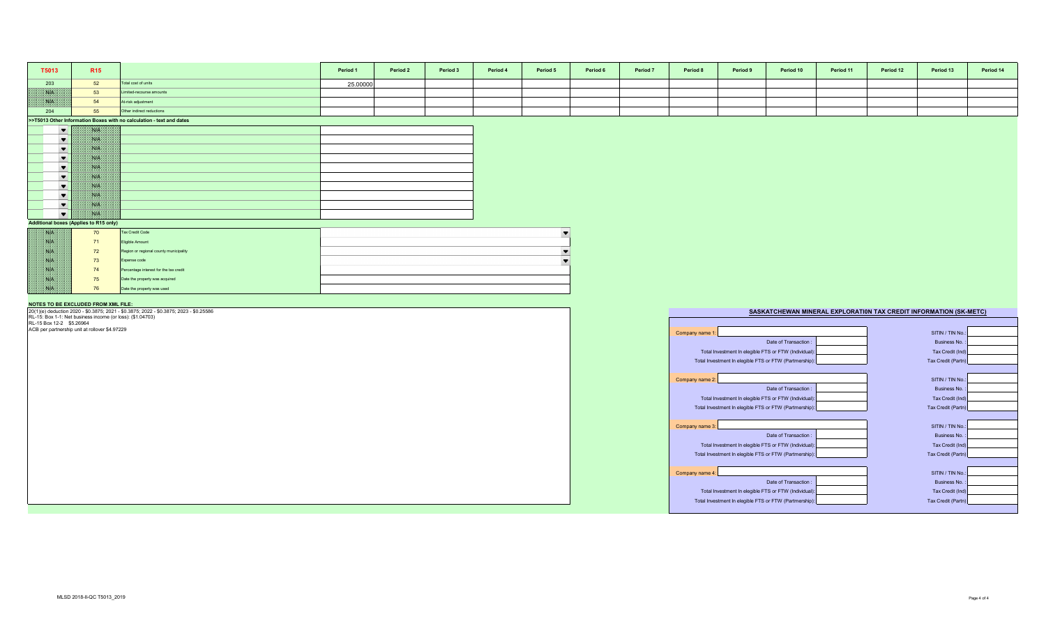| T5013 | R15 | | Period 1 | Period 2 | Period 3 | Period 4 | Period 5 | Period 6 | Period 7 | Period 8 | Period 9 | Period 10 | Period 11 | Period 12 | Period 13 | Period 14 |
|---|---|---|---|---|---|---|---|---|---|---|---|---|---|---|---|---|
| 203 | 52 | Total cost of units | 25.00000 | | | | | | | | | | | | | |
| N/A | 53 | Limited-recourse amounts | | | | | | | | | | | | | | |
| N/A | 54 | At-risk adjustment | | | | | | | | | | | | | | |
| 204 | 55 | Other indirect reductions | | | | | | | | | | | | | | |

>>T5013 Other Information Boxes with no calculation - text and dates

| | | | |
|---|---|---|---|
| | N/A | | |
| | N/A | | |
| | N/A | | |
| | N/A | | |
| | N/A | | |
| | N/A | | |
| | N/A | | |
| | N/A | | |
| | N/A | | |
| | N/A | | |

**Additional boxes (Applies to R15 only)**

| | | | |
|---|---|---|---|
| N/A | 70 | Tax Credit Code | |
| N/A | 71 | Eligible Amount | |
| N/A | 72 | Region or regional county municipality | |
| N/A | 73 | Expense code | |
| N/A | 74 | Percentage interest for the tax credit | |
| N/A | 75 | Date the property was acquired | |
| N/A | 76 | Date the property was used | |

**NOTES TO BE EXCLUDED FROM XML FILE:**

20(1)(e) deduction 2020 - $0.3875; 2021 - $0.3875; 2022 - $0.3875; 2023 - $0.25586
RL-15: Box 1-1: Net business income (or loss): ($1.04703)
RL-15 Box 12-2 $5.26964
ACB per partnership unit at rollover $4.97229

**SASKATCHEWAN MINERAL EXPLORATION TAX CREDIT INFORMATION (SK-METC)**

Company name 1: | SITIN / TIN No.:
Date of Transaction : | Business No. :
Total Investment In elegible FTS or FTW (Individual): | Tax Credit (Ind)
Total Investment In elegible FTS or FTW (Partnership): | Tax Credit (Partn)

Company name 2: | SITIN / TIN No.:
Date of Transaction : | Business No. :
Total Investment In elegible FTS or FTW (Individual): | Tax Credit (Ind)
Total Investment In elegible FTS or FTW (Partnership): | Tax Credit (Partn)

Company name 3: | SITIN / TIN No.:
Date of Transaction : | Business No. :
Total Investment In elegible FTS or FTW (Individual): | Tax Credit (Ind)
Total Investment In elegible FTS or FTW (Partnership): | Tax Credit (Partn)

Company name 4: | SITIN / TIN No.:
Date of Transaction : | Business No. :
Total Investment In elegible FTS or FTW (Individual): | Tax Credit (Ind)
Total Investment In elegible FTS or FTW (Partnership): | Tax Credit (Partn)

MLSD 2018-II-QC T5013_2019